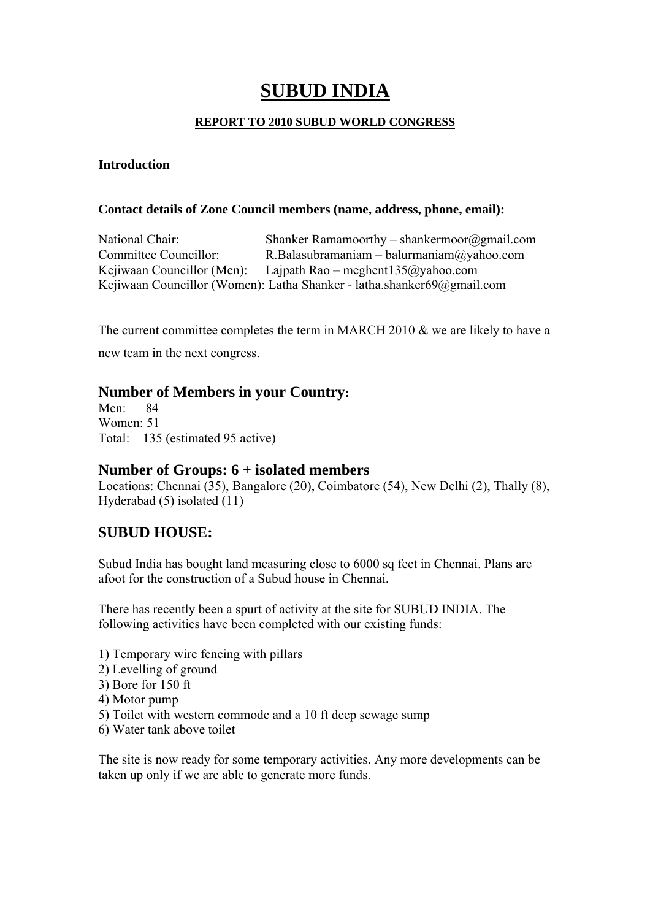# SUBUD INDIA

## REPORT TO 2010 SUBUD WORLD CONGRESS

**Introduction**

**Contact details of Zone Council members (name, address, phone, email):**

National Chair: Shanker Ramamoorthy – shankermoor@gmail.com
Committee Councillor: R.Balasubramaniam – balurmaniam@yahoo.com
Kejiwaan Councillor (Men): Lajpath Rao – meghent135@yahoo.com
Kejiwaan Councillor (Women): Latha Shanker - latha.shanker69@gmail.com

The current committee completes the term in MARCH 2010 & we are likely to have a new team in the next congress.

## Number of Members in your Country:

Men: 84
Women: 51
Total: 135 (estimated 95 active)

## Number of Groups: 6 + isolated members

Locations: Chennai (35), Bangalore (20), Coimbatore (54), New Delhi (2), Thally (8), Hyderabad (5) isolated (11)

## SUBUD HOUSE:

Subud India has bought land measuring close to 6000 sq feet in Chennai. Plans are afoot for the construction of a Subud house in Chennai.

There has recently been a spurt of activity at the site for SUBUD INDIA. The following activities have been completed with our existing funds:

1) Temporary wire fencing with pillars
2) Levelling of ground
3) Bore for 150 ft
4) Motor pump
5) Toilet with western commode and a 10 ft deep sewage sump
6) Water tank above toilet

The site is now ready for some temporary activities. Any more developments can be taken up only if we are able to generate more funds.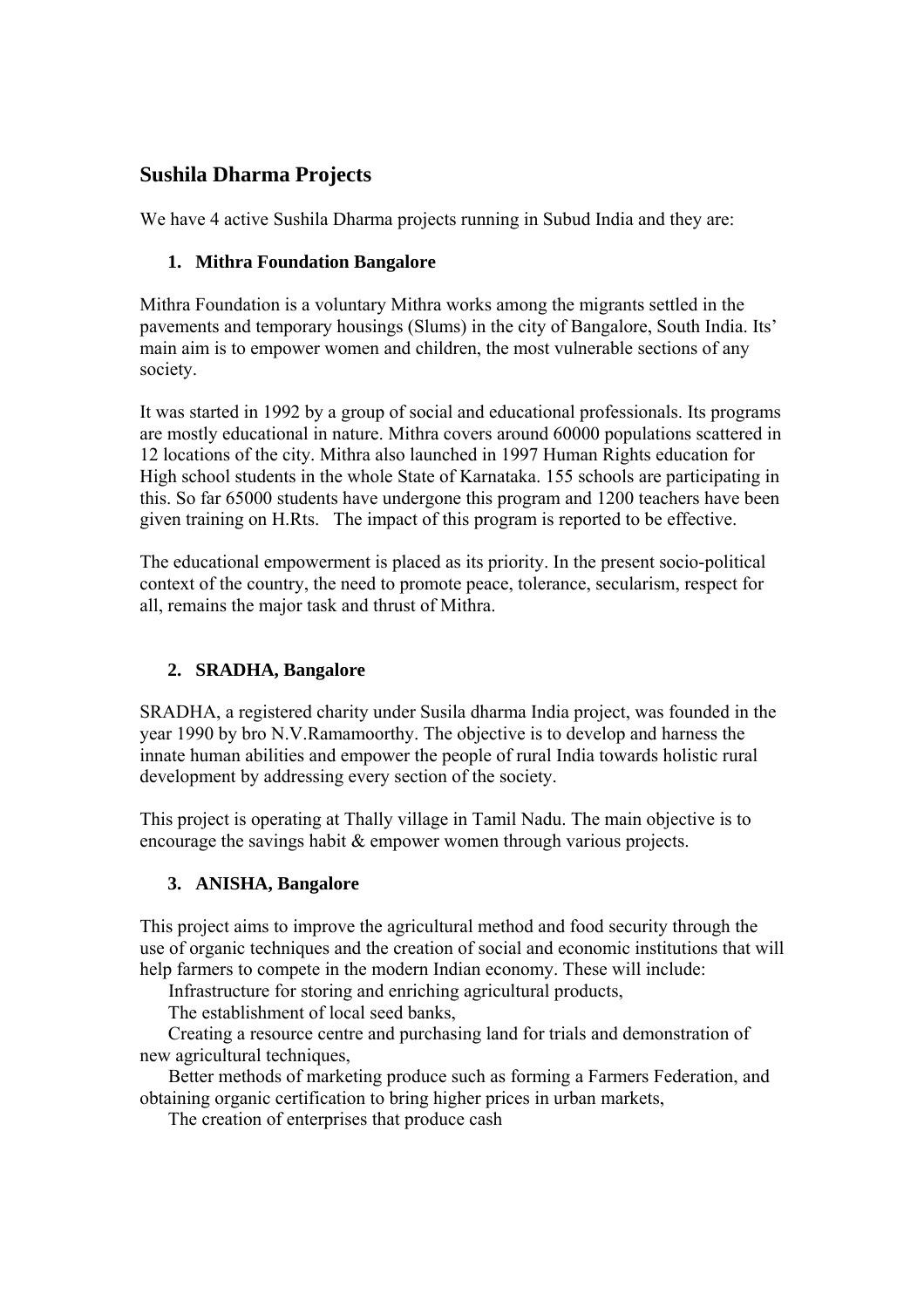## Sushila Dharma Projects

We have 4 active Sushila Dharma projects running in Subud India and they are:

### 1. Mithra Foundation Bangalore

Mithra Foundation is a voluntary Mithra works among the migrants settled in the pavements and temporary housings (Slums) in the city of Bangalore, South India. Its' main aim is to empower women and children, the most vulnerable sections of any society.

It was started in 1992 by a group of social and educational professionals. Its programs are mostly educational in nature. Mithra covers around 60000 populations scattered in 12 locations of the city. Mithra also launched in 1997 Human Rights education for High school students in the whole State of Karnataka. 155 schools are participating in this. So far 65000 students have undergone this program and 1200 teachers have been given training on H.Rts. The impact of this program is reported to be effective.

The educational empowerment is placed as its priority. In the present socio-political context of the country, the need to promote peace, tolerance, secularism, respect for all, remains the major task and thrust of Mithra.

### 2. SRADHA, Bangalore

SRADHA, a registered charity under Susila dharma India project, was founded in the year 1990 by bro N.V.Ramamoorthy. The objective is to develop and harness the innate human abilities and empower the people of rural India towards holistic rural development by addressing every section of the society.

This project is operating at Thally village in Tamil Nadu. The main objective is to encourage the savings habit & empower women through various projects.

### 3. ANISHA, Bangalore

This project aims to improve the agricultural method and food security through the use of organic techniques and the creation of social and economic institutions that will help farmers to compete in the modern Indian economy. These will include:

- Infrastructure for storing and enriching agricultural products,
- The establishment of local seed banks,
- Creating a resource centre and purchasing land for trials and demonstration of new agricultural techniques,
- Better methods of marketing produce such as forming a Farmers Federation, and obtaining organic certification to bring higher prices in urban markets,
- The creation of enterprises that produce cash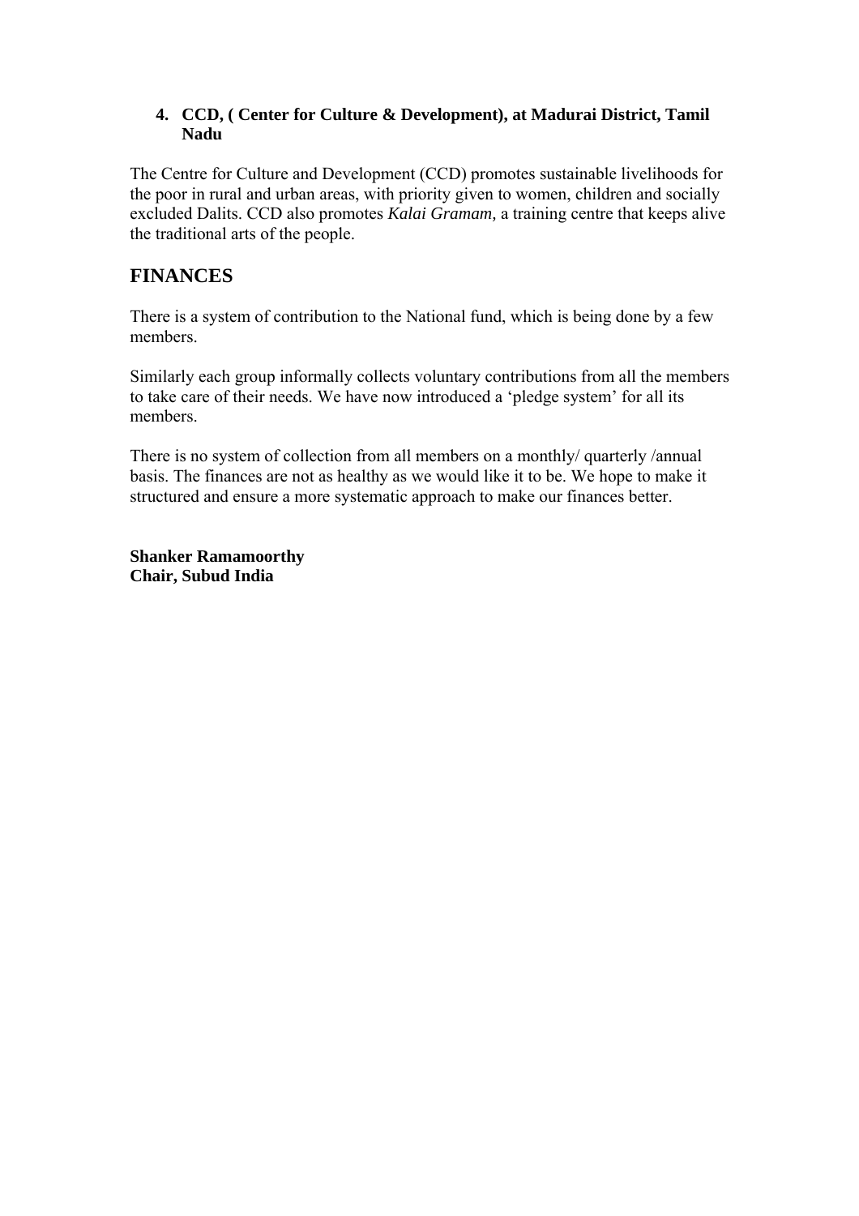4. **CCD, ( Center for Culture & Development), at Madurai District, Tamil Nadu**

The Centre for Culture and Development (CCD) promotes sustainable livelihoods for the poor in rural and urban areas, with priority given to women, children and socially excluded Dalits. CCD also promotes *Kalai Gramam,* a training centre that keeps alive the traditional arts of the people.

## FINANCES

There is a system of contribution to the National fund, which is being done by a few members.

Similarly each group informally collects voluntary contributions from all the members to take care of their needs. We have now introduced a 'pledge system' for all its members.

There is no system of collection from all members on a monthly/ quarterly /annual basis. The finances are not as healthy as we would like it to be. We hope to make it structured and ensure a more systematic approach to make our finances better.

**Shanker Ramamoorthy**
**Chair, Subud India**